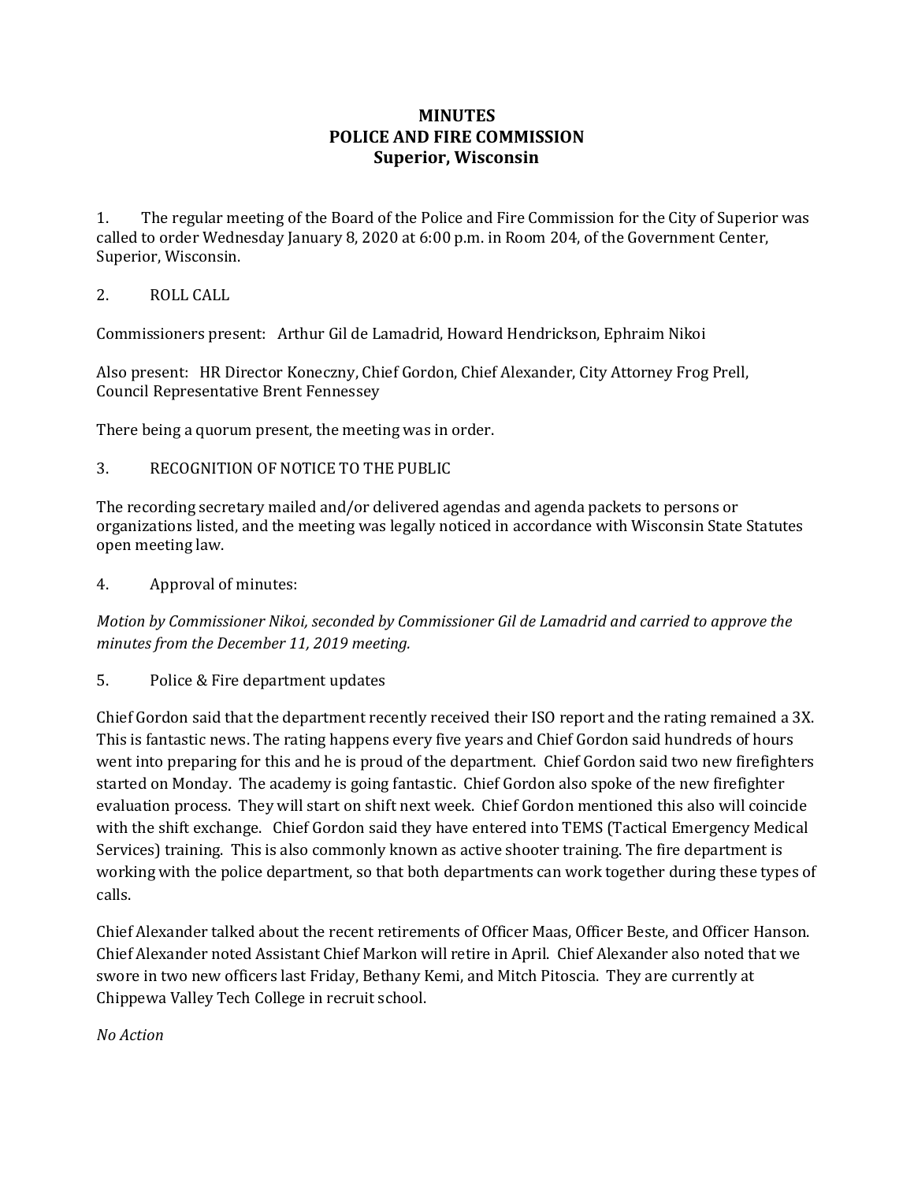# MINUTES
# POLICE AND FIRE COMMISSION
# Superior, Wisconsin

1. The regular meeting of the Board of the Police and Fire Commission for the City of Superior was called to order Wednesday January 8, 2020 at 6:00 p.m. in Room 204, of the Government Center, Superior, Wisconsin.

2. ROLL CALL

Commissioners present: Arthur Gil de Lamadrid, Howard Hendrickson, Ephraim Nikoi

Also present: HR Director Koneczny, Chief Gordon, Chief Alexander, City Attorney Frog Prell, Council Representative Brent Fennessey

There being a quorum present, the meeting was in order.

3. RECOGNITION OF NOTICE TO THE PUBLIC

The recording secretary mailed and/or delivered agendas and agenda packets to persons or organizations listed, and the meeting was legally noticed in accordance with Wisconsin State Statutes open meeting law.

4. Approval of minutes:

*Motion by Commissioner Nikoi, seconded by Commissioner Gil de Lamadrid and carried to approve the minutes from the December 11, 2019 meeting.*

5. Police & Fire department updates

Chief Gordon said that the department recently received their ISO report and the rating remained a 3X. This is fantastic news. The rating happens every five years and Chief Gordon said hundreds of hours went into preparing for this and he is proud of the department. Chief Gordon said two new firefighters started on Monday. The academy is going fantastic. Chief Gordon also spoke of the new firefighter evaluation process. They will start on shift next week. Chief Gordon mentioned this also will coincide with the shift exchange. Chief Gordon said they have entered into TEMS (Tactical Emergency Medical Services) training. This is also commonly known as active shooter training. The fire department is working with the police department, so that both departments can work together during these types of calls.

Chief Alexander talked about the recent retirements of Officer Maas, Officer Beste, and Officer Hanson. Chief Alexander noted Assistant Chief Markon will retire in April. Chief Alexander also noted that we swore in two new officers last Friday, Bethany Kemi, and Mitch Pitoscia. They are currently at Chippewa Valley Tech College in recruit school.

*No Action*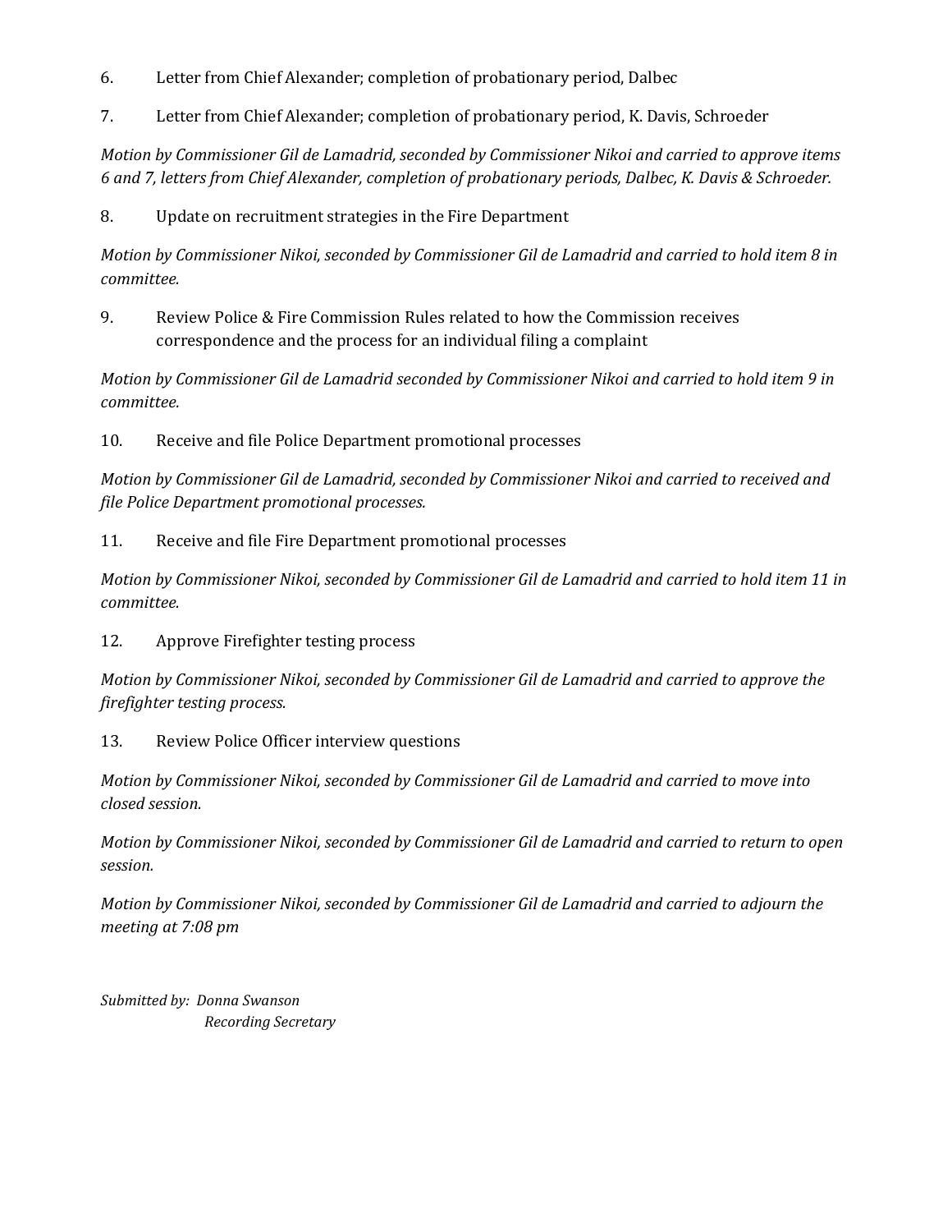6. Letter from Chief Alexander; completion of probationary period, Dalbec

7. Letter from Chief Alexander; completion of probationary period, K. Davis, Schroeder

*Motion by Commissioner Gil de Lamadrid, seconded by Commissioner Nikoi and carried to approve items 6 and 7, letters from Chief Alexander, completion of probationary periods, Dalbec, K. Davis & Schroeder.*

8. Update on recruitment strategies in the Fire Department

*Motion by Commissioner Nikoi, seconded by Commissioner Gil de Lamadrid and carried to hold item 8 in committee.*

9. Review Police & Fire Commission Rules related to how the Commission receives correspondence and the process for an individual filing a complaint

*Motion by Commissioner Gil de Lamadrid seconded by Commissioner Nikoi and carried to hold item 9 in committee.*

10. Receive and file Police Department promotional processes

*Motion by Commissioner Gil de Lamadrid, seconded by Commissioner Nikoi and carried to received and file Police Department promotional processes.*

11. Receive and file Fire Department promotional processes

*Motion by Commissioner Nikoi, seconded by Commissioner Gil de Lamadrid and carried to hold item 11 in committee.*

12. Approve Firefighter testing process

*Motion by Commissioner Nikoi, seconded by Commissioner Gil de Lamadrid and carried to approve the firefighter testing process.*

13. Review Police Officer interview questions

*Motion by Commissioner Nikoi, seconded by Commissioner Gil de Lamadrid and carried to move into closed session.*

*Motion by Commissioner Nikoi, seconded by Commissioner Gil de Lamadrid and carried to return to open session.*

*Motion by Commissioner Nikoi, seconded by Commissioner Gil de Lamadrid and carried to adjourn the meeting at 7:08 pm*

*Submitted by: Donna Swanson*
*Recording Secretary*